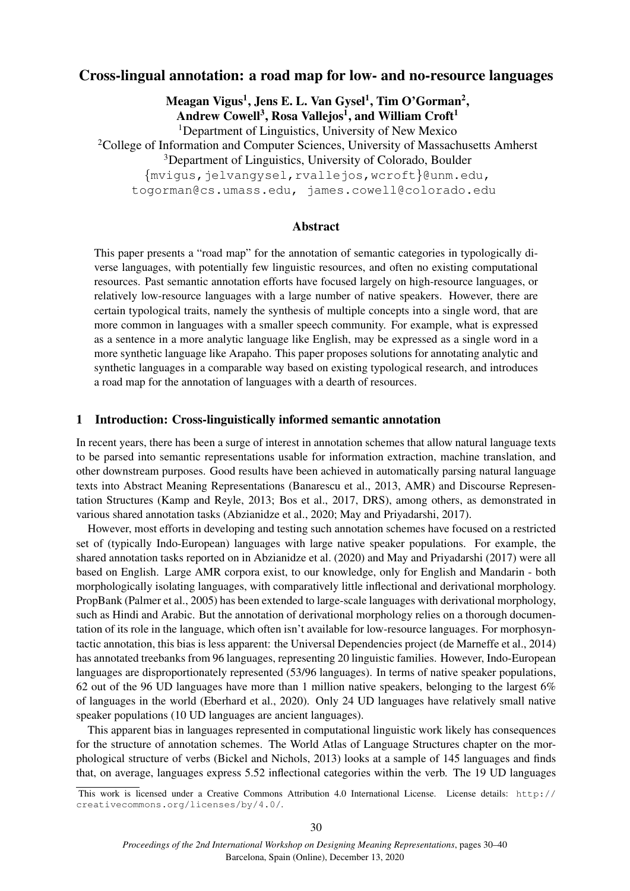# Cross-lingual annotation: a road map for low- and no-resource languages

**Meagan Vigus[1], Jens E. L. Van Gysel[1], Tim O'Gorman[2], Andrew Cowell[3], Rosa Vallejos[1], and William Croft[1]**

[1]Department of Linguistics, University of New Mexico
[2]College of Information and Computer Sciences, University of Massachusetts Amherst
[3]Department of Linguistics, University of Colorado, Boulder

{mvigus,jelvangysel,rvallejos,wcroft}@unm.edu, togorman@cs.umass.edu, james.cowell@colorado.edu

## Abstract

This paper presents a "road map" for the annotation of semantic categories in typologically diverse languages, with potentially few linguistic resources, and often no existing computational resources. Past semantic annotation efforts have focused largely on high-resource languages, or relatively low-resource languages with a large number of native speakers. However, there are certain typological traits, namely the synthesis of multiple concepts into a single word, that are more common in languages with a smaller speech community. For example, what is expressed as a sentence in a more analytic language like English, may be expressed as a single word in a more synthetic language like Arapaho. This paper proposes solutions for annotating analytic and synthetic languages in a comparable way based on existing typological research, and introduces a road map for the annotation of languages with a dearth of resources.

## 1 Introduction: Cross-linguistically informed semantic annotation

In recent years, there has been a surge of interest in annotation schemes that allow natural language texts to be parsed into semantic representations usable for information extraction, machine translation, and other downstream purposes. Good results have been achieved in automatically parsing natural language texts into Abstract Meaning Representations (Banarescu et al., 2013, AMR) and Discourse Representation Structures (Kamp and Reyle, 2013; Bos et al., 2017, DRS), among others, as demonstrated in various shared annotation tasks (Abzianidze et al., 2020; May and Priyadarshi, 2017).

However, most efforts in developing and testing such annotation schemes have focused on a restricted set of (typically Indo-European) languages with large native speaker populations. For example, the shared annotation tasks reported on in Abzianidze et al. (2020) and May and Priyadarshi (2017) were all based on English. Large AMR corpora exist, to our knowledge, only for English and Mandarin - both morphologically isolating languages, with comparatively little inflectional and derivational morphology. PropBank (Palmer et al., 2005) has been extended to large-scale languages with derivational morphology, such as Hindi and Arabic. But the annotation of derivational morphology relies on a thorough documentation of its role in the language, which often isn't available for low-resource languages. For morphosyntactic annotation, this bias is less apparent: the Universal Dependencies project (de Marneffe et al., 2014) has annotated treebanks from 96 languages, representing 20 linguistic families. However, Indo-European languages are disproportionately represented (53/96 languages). In terms of native speaker populations, 62 out of the 96 UD languages have more than 1 million native speakers, belonging to the largest 6% of languages in the world (Eberhard et al., 2020). Only 24 UD languages have relatively small native speaker populations (10 UD languages are ancient languages).

This apparent bias in languages represented in computational linguistic work likely has consequences for the structure of annotation schemes. The World Atlas of Language Structures chapter on the morphological structure of verbs (Bickel and Nichols, 2013) looks at a sample of 145 languages and finds that, on average, languages express 5.52 inflectional categories within the verb. The 19 UD languages

This work is licensed under a Creative Commons Attribution 4.0 International License. License details: http://creativecommons.org/licenses/by/4.0/.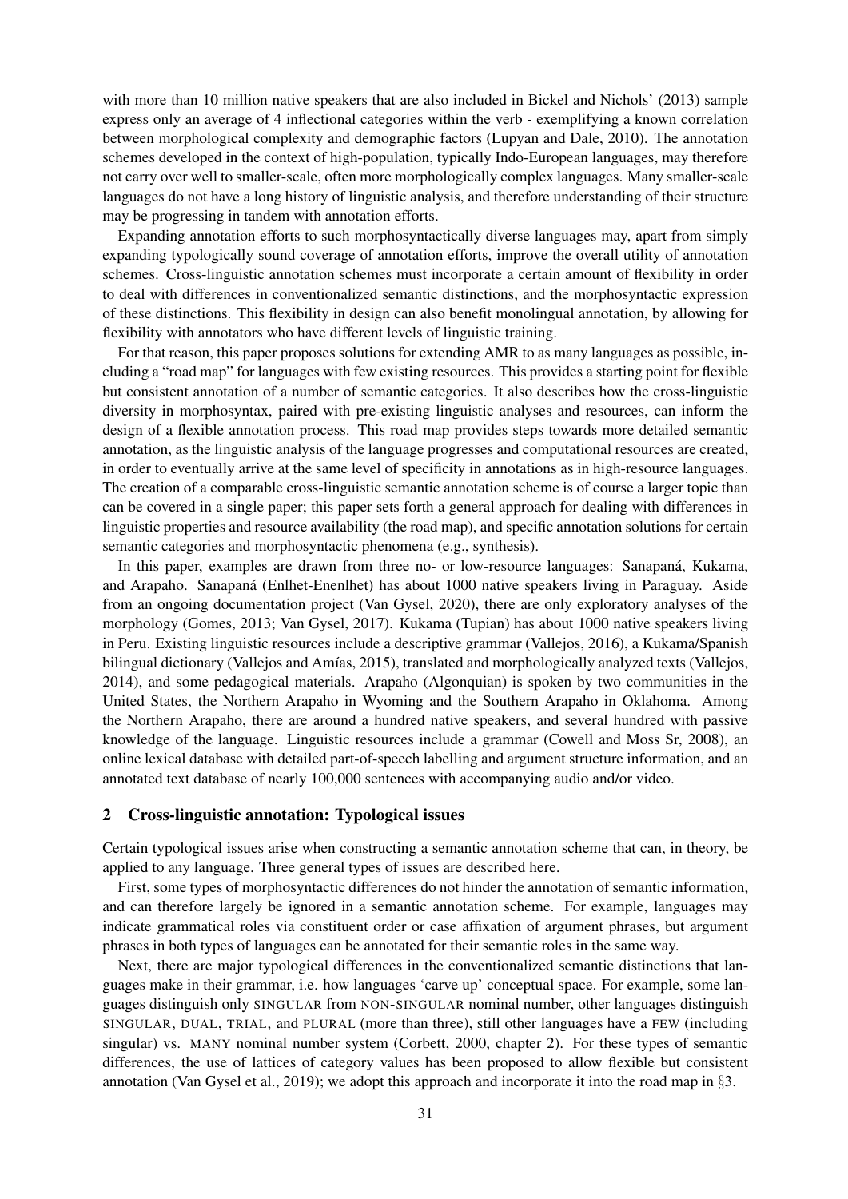with more than 10 million native speakers that are also included in Bickel and Nichols' (2013) sample express only an average of 4 inflectional categories within the verb - exemplifying a known correlation between morphological complexity and demographic factors (Lupyan and Dale, 2010). The annotation schemes developed in the context of high-population, typically Indo-European languages, may therefore not carry over well to smaller-scale, often more morphologically complex languages. Many smaller-scale languages do not have a long history of linguistic analysis, and therefore understanding of their structure may be progressing in tandem with annotation efforts.

Expanding annotation efforts to such morphosyntactically diverse languages may, apart from simply expanding typologically sound coverage of annotation efforts, improve the overall utility of annotation schemes. Cross-linguistic annotation schemes must incorporate a certain amount of flexibility in order to deal with differences in conventionalized semantic distinctions, and the morphosyntactic expression of these distinctions. This flexibility in design can also benefit monolingual annotation, by allowing for flexibility with annotators who have different levels of linguistic training.

For that reason, this paper proposes solutions for extending AMR to as many languages as possible, including a "road map" for languages with few existing resources. This provides a starting point for flexible but consistent annotation of a number of semantic categories. It also describes how the cross-linguistic diversity in morphosyntax, paired with pre-existing linguistic analyses and resources, can inform the design of a flexible annotation process. This road map provides steps towards more detailed semantic annotation, as the linguistic analysis of the language progresses and computational resources are created, in order to eventually arrive at the same level of specificity in annotations as in high-resource languages. The creation of a comparable cross-linguistic semantic annotation scheme is of course a larger topic than can be covered in a single paper; this paper sets forth a general approach for dealing with differences in linguistic properties and resource availability (the road map), and specific annotation solutions for certain semantic categories and morphosyntactic phenomena (e.g., synthesis).

In this paper, examples are drawn from three no- or low-resource languages: Sanapaná, Kukama, and Arapaho. Sanapaná (Enlhet-Enenlhet) has about 1000 native speakers living in Paraguay. Aside from an ongoing documentation project (Van Gysel, 2020), there are only exploratory analyses of the morphology (Gomes, 2013; Van Gysel, 2017). Kukama (Tupian) has about 1000 native speakers living in Peru. Existing linguistic resources include a descriptive grammar (Vallejos, 2016), a Kukama/Spanish bilingual dictionary (Vallejos and Amías, 2015), translated and morphologically analyzed texts (Vallejos, 2014), and some pedagogical materials. Arapaho (Algonquian) is spoken by two communities in the United States, the Northern Arapaho in Wyoming and the Southern Arapaho in Oklahoma. Among the Northern Arapaho, there are around a hundred native speakers, and several hundred with passive knowledge of the language. Linguistic resources include a grammar (Cowell and Moss Sr, 2008), an online lexical database with detailed part-of-speech labelling and argument structure information, and an annotated text database of nearly 100,000 sentences with accompanying audio and/or video.

## 2 Cross-linguistic annotation: Typological issues

Certain typological issues arise when constructing a semantic annotation scheme that can, in theory, be applied to any language. Three general types of issues are described here.

First, some types of morphosyntactic differences do not hinder the annotation of semantic information, and can therefore largely be ignored in a semantic annotation scheme. For example, languages may indicate grammatical roles via constituent order or case affixation of argument phrases, but argument phrases in both types of languages can be annotated for their semantic roles in the same way.

Next, there are major typological differences in the conventionalized semantic distinctions that languages make in their grammar, i.e. how languages 'carve up' conceptual space. For example, some languages distinguish only SINGULAR from NON-SINGULAR nominal number, other languages distinguish SINGULAR, DUAL, TRIAL, and PLURAL (more than three), still other languages have a FEW (including singular) vs. MANY nominal number system (Corbett, 2000, chapter 2). For these types of semantic differences, the use of lattices of category values has been proposed to allow flexible but consistent annotation (Van Gysel et al., 2019); we adopt this approach and incorporate it into the road map in §3.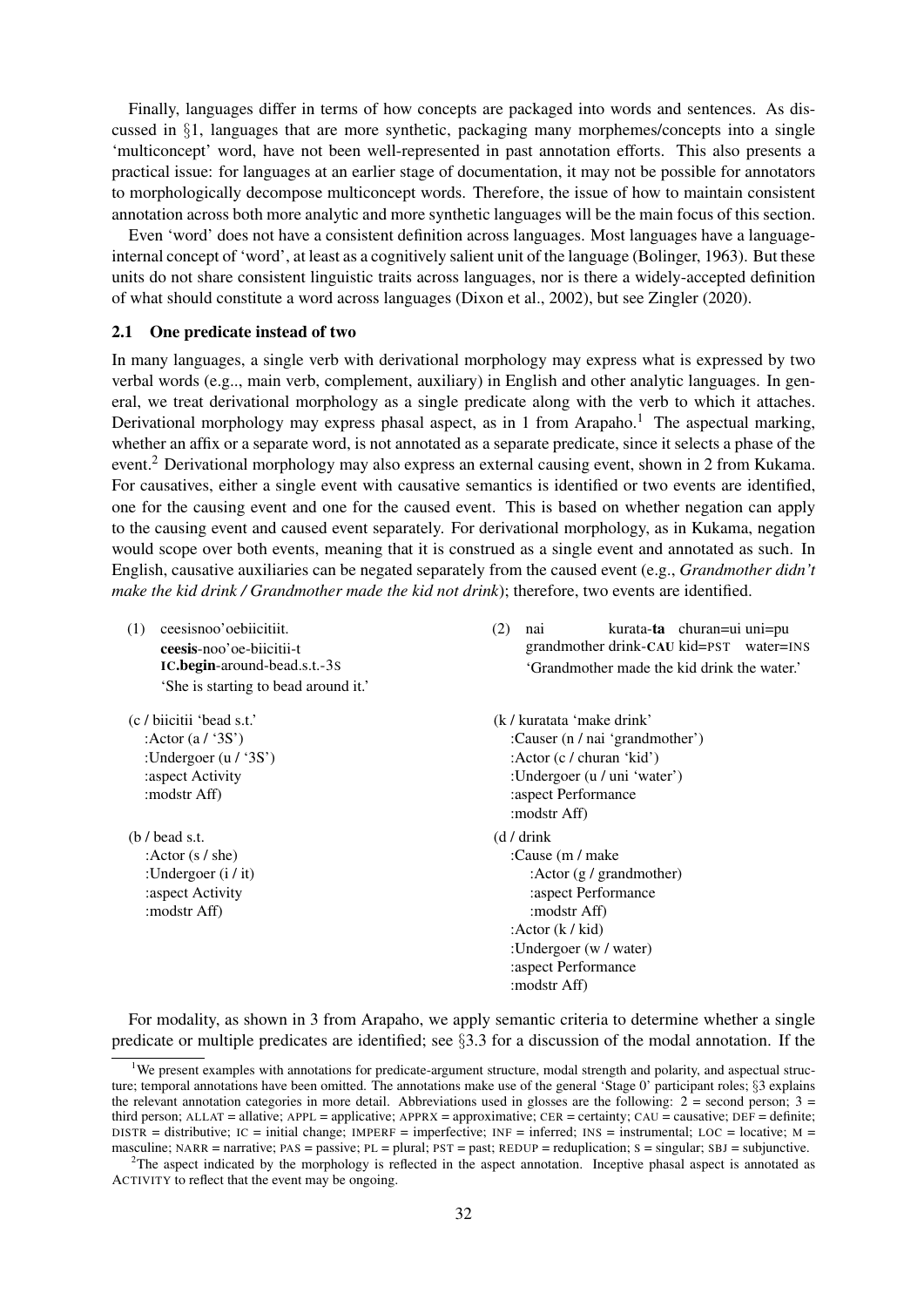Finally, languages differ in terms of how concepts are packaged into words and sentences. As discussed in §1, languages that are more synthetic, packaging many morphemes/concepts into a single 'multiconcept' word, have not been well-represented in past annotation efforts. This also presents a practical issue: for languages at an earlier stage of documentation, it may not be possible for annotators to morphologically decompose multiconcept words. Therefore, the issue of how to maintain consistent annotation across both more analytic and more synthetic languages will be the main focus of this section.

Even 'word' does not have a consistent definition across languages. Most languages have a language-internal concept of 'word', at least as a cognitively salient unit of the language (Bolinger, 1963). But these units do not share consistent linguistic traits across languages, nor is there a widely-accepted definition of what should constitute a word across languages (Dixon et al., 2002), but see Zingler (2020).

### 2.1 One predicate instead of two

In many languages, a single verb with derivational morphology may express what is expressed by two verbal words (e.g.., main verb, complement, auxiliary) in English and other analytic languages. In general, we treat derivational morphology as a single predicate along with the verb to which it attaches. Derivational morphology may express phasal aspect, as in 1 from Arapaho.[1] The aspectual marking, whether an affix or a separate word, is not annotated as a separate predicate, since it selects a phase of the event.[2] Derivational morphology may also express an external causing event, shown in 2 from Kukama. For causatives, either a single event with causative semantics is identified or two events are identified, one for the causing event and one for the caused event. This is based on whether negation can apply to the causing event and caused event separately. For derivational morphology, as in Kukama, negation would scope over both events, meaning that it is construed as a single event and annotated as such. In English, causative auxiliaries can be negated separately from the caused event (e.g., *Grandmother didn't make the kid drink / Grandmother made the kid not drink*); therefore, two events are identified.

(1) ceesisnoo'oebiicitiit.
**ceesis**-noo'oe-biicitii-t
IC.**begin**-around-bead.s.t.-3S
'She is starting to bead around it.'

```
(c / biicitii 'bead s.t.'
   :Actor (a / '3S')
   :Undergoer (u / '3S')
   :aspect Activity
   :modstr Aff)

(b / bead s.t.
   :Actor (s / she)
   :Undergoer (i / it)
   :aspect Activity
   :modstr Aff)
```

(2) nai kurata-**ta** churan=ui uni=pu
grandmother drink-**CAU** kid=PST water=INS
'Grandmother made the kid drink the water.'

```
(k / kuratata 'make drink'
   :Causer (n / nai 'grandmother')
   :Actor (c / churan 'kid')
   :Undergoer (u / uni 'water')
   :aspect Performance
   :modstr Aff)

(d / drink
   :Cause (m / make
      :Actor (g / grandmother)
      :aspect Performance
      :modstr Aff)
   :Actor (k / kid)
   :Undergoer (w / water)
   :aspect Performance
   :modstr Aff)
```

For modality, as shown in 3 from Arapaho, we apply semantic criteria to determine whether a single predicate or multiple predicates are identified; see §3.3 for a discussion of the modal annotation. If the

[1] We present examples with annotations for predicate-argument structure, modal strength and polarity, and aspectual structure; temporal annotations have been omitted. The annotations make use of the general 'Stage 0' participant roles; §3 explains the relevant annotation categories in more detail. Abbreviations used in glosses are the following: 2 = second person; 3 = third person; ALLAT = allative; APPL = applicative; APPRX = approximative; CER = certainty; CAU = causative; DEF = definite; DISTR = distributive; IC = initial change; IMPERF = imperfective; INF = inferred; INS = instrumental; LOC = locative; M = masculine; NARR = narrative; PAS = passive; PL = plural; PST = past; REDUP = reduplication; S = singular; SBJ = subjunctive.

[2] The aspect indicated by the morphology is reflected in the aspect annotation. Inceptive phasal aspect is annotated as ACTIVITY to reflect that the event may be ongoing.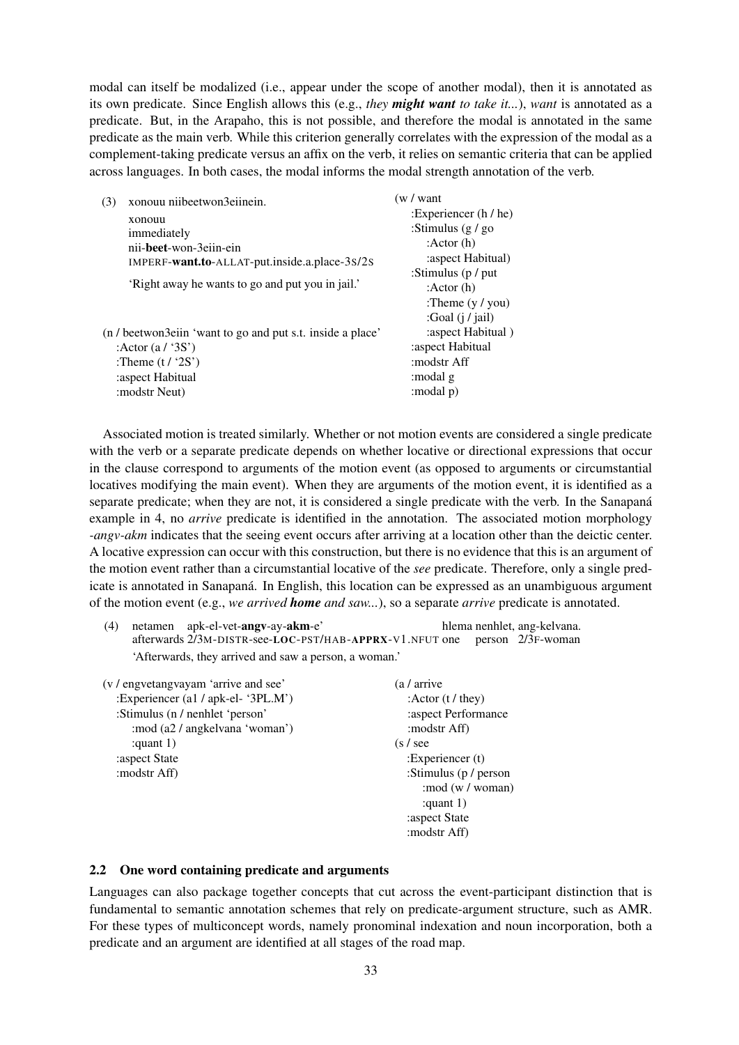modal can itself be modalized (i.e., appear under the scope of another modal), then it is annotated as its own predicate. Since English allows this (e.g., *they **might want** to take it...*), *want* is annotated as a predicate. But, in the Arapaho, this is not possible, and therefore the modal is annotated in the same predicate as the main verb. While this criterion generally correlates with the expression of the modal as a complement-taking predicate versus an affix on the verb, it relies on semantic criteria that can be applied across languages. In both cases, the modal informs the modal strength annotation of the verb.

(3) xonouu niibeetwon3eiinein.

xonouu
immediately
nii-**beet**-won-3eiin-ein
IMPERF-**want.to**-ALLAT-put.inside.a.place-3S/2S

'Right away he wants to go and put you in jail.'

```
(n / beetwon3eiin 'want to go and put s.t. inside a place'
   :Actor (a / '3S')
   :Theme (t / '2S')
   :aspect Habitual
   :modstr Neut)
```

```
(w / want
   :Experiencer (h / he)
   :Stimulus (g / go
      :Actor (h)
      :aspect Habitual)
   :Stimulus (p / put
      :Actor (h)
      :Theme (y / you)
      :Goal (j / jail)
      :aspect Habitual )
   :aspect Habitual
   :modstr Aff
   :modal g
   :modal p)
```

Associated motion is treated similarly. Whether or not motion events are considered a single predicate with the verb or a separate predicate depends on whether locative or directional expressions that occur in the clause correspond to arguments of the motion event (as opposed to arguments or circumstantial locatives modifying the main event). When they are arguments of the motion event, it is identified as a separate predicate; when they are not, it is considered a single predicate with the verb. In the Sanapaná example in 4, no *arrive* predicate is identified in the annotation. The associated motion morphology *-angv-akm* indicates that the seeing event occurs after arriving at a location other than the deictic center. A locative expression can occur with this construction, but there is no evidence that this is an argument of the motion event rather than a circumstantial locative of the *see* predicate. Therefore, only a single predicate is annotated in Sanapaná. In English, this location can be expressed as an unambiguous argument of the motion event (e.g., *we arrived **home** and saw...*), so a separate *arrive* predicate is annotated.

(4) netamen apk-el-vet-**angv**-ay-**akm**-e' hlema nenhlet, ang-kelvana.
afterwards 2/3M-DISTR-see-**LOC**-PST/HAB-**APPRX**-V1.NFUT one person 2/3F-woman
'Afterwards, they arrived and saw a person, a woman.'

```
(v / engvetangvayam 'arrive and see'
   :Experiencer (a1 / apk-el- '3PL.M')
   :Stimulus (n / nenhlet 'person'
      :mod (a2 / angkelvana 'woman')
      :quant 1)
   :aspect State
   :modstr Aff)
```

```
(a / arrive
   :Actor (t / they)
   :aspect Performance
   :modstr Aff)
(s / see
   :Experiencer (t)
   :Stimulus (p / person
      :mod (w / woman)
      :quant 1)
   :aspect State
   :modstr Aff)
```

### 2.2 One word containing predicate and arguments

Languages can also package together concepts that cut across the event-participant distinction that is fundamental to semantic annotation schemes that rely on predicate-argument structure, such as AMR. For these types of multiconcept words, namely pronominal indexation and noun incorporation, both a predicate and an argument are identified at all stages of the road map.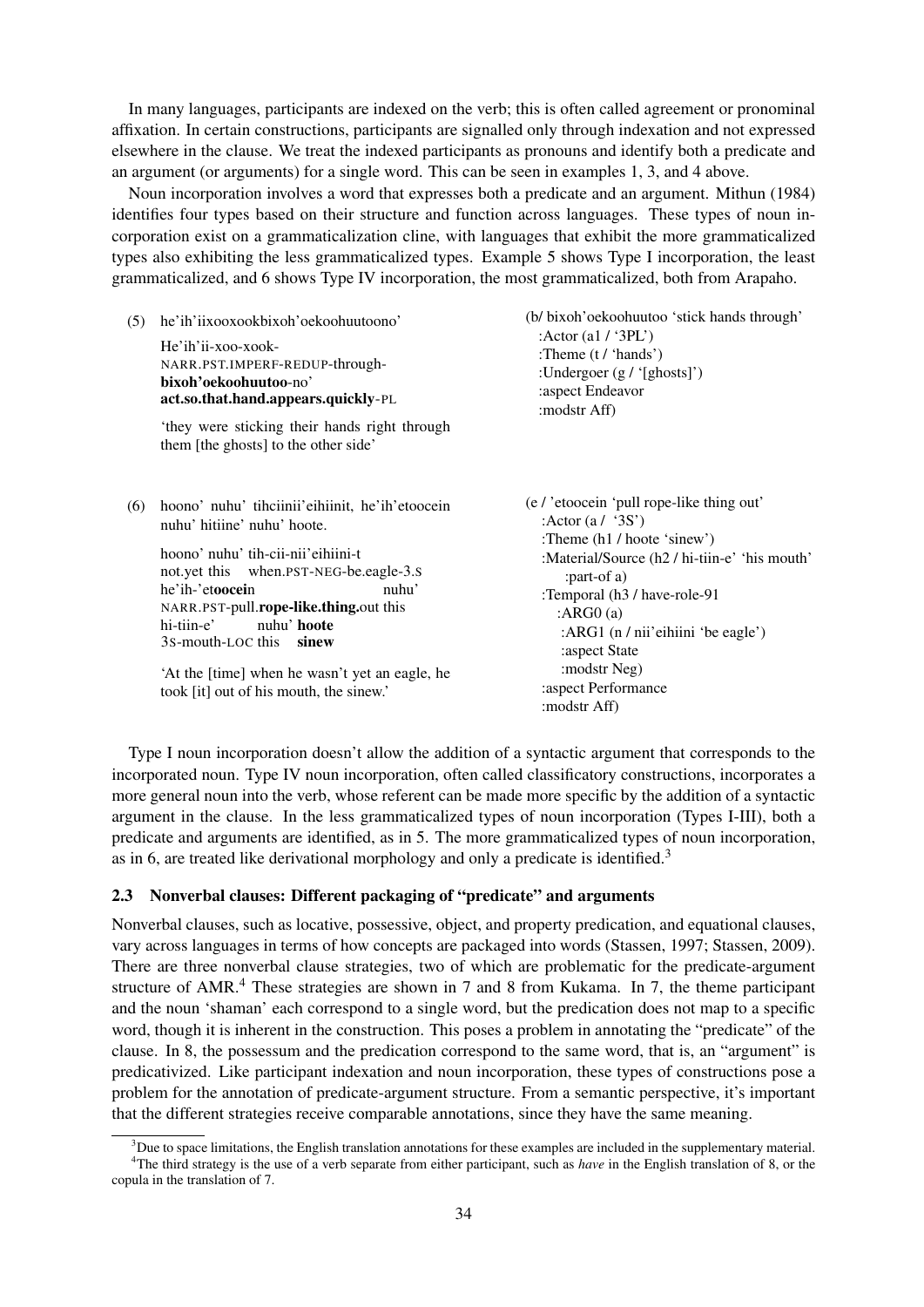In many languages, participants are indexed on the verb; this is often called agreement or pronominal affixation. In certain constructions, participants are signalled only through indexation and not expressed elsewhere in the clause. We treat the indexed participants as pronouns and identify both a predicate and an argument (or arguments) for a single word. This can be seen in examples 1, 3, and 4 above.

Noun incorporation involves a word that expresses both a predicate and an argument. Mithun (1984) identifies four types based on their structure and function across languages. These types of noun incorporation exist on a grammaticalization cline, with languages that exhibit the more grammaticalized types also exhibiting the less grammaticalized types. Example 5 shows Type I incorporation, the least grammaticalized, and 6 shows Type IV incorporation, the most grammaticalized, both from Arapaho.

(5) he'ih'iixooxookbixoh'oekoohuutoono'

He'ih'ii-xoo-xook-
NARR.PST.IMPERF-REDUP-through-
**bixoh'oekoohuutoo**-no'
**act.so.that.hand.appears.quickly**-PL

'they were sticking their hands right through them [the ghosts] to the other side'

```
(b/ bixoh'oekoohuutoo 'stick hands through'
   :Actor (a1 / '3PL')
   :Theme (t / 'hands')
   :Undergoer (g / '[ghosts]')
   :aspect Endeavor
   :modstr Aff)
```

(6) hoono' nuhu' tihciinii'eihiinit, he'ih'etoocein nuhu' hitiine' nuhu' hoote.

hoono' nuhu' tih-cii-nii'eihiini-t
not.yet this when.PST-NEG-be.eagle-3.S
he'ih-'et**oocei**n nuhu'
NARR.PST-pull.**rope-like.thing.**out this
hi-tiin-e' nuhu' **hoote**
3S-mouth-LOC this **sinew**

'At the [time] when he wasn't yet an eagle, he took [it] out of his mouth, the sinew.'

```
(e / 'etoocein 'pull rope-like thing out'
   :Actor (a / '3S')
   :Theme (h1 / hoote 'sinew')
   :Material/Source (h2 / hi-tiin-e' 'his mouth'
       :part-of a)
   :Temporal (h3 / have-role-91
      :ARG0 (a)
       :ARG1 (n / nii'eihiini 'be eagle')
       :aspect State
       :modstr Neg)
   :aspect Performance
   :modstr Aff)
```

Type I noun incorporation doesn't allow the addition of a syntactic argument that corresponds to the incorporated noun. Type IV noun incorporation, often called classificatory constructions, incorporates a more general noun into the verb, whose referent can be made more specific by the addition of a syntactic argument in the clause. In the less grammaticalized types of noun incorporation (Types I-III), both a predicate and arguments are identified, as in 5. The more grammaticalized types of noun incorporation, as in 6, are treated like derivational morphology and only a predicate is identified.[3]

### 2.3 Nonverbal clauses: Different packaging of "predicate" and arguments

Nonverbal clauses, such as locative, possessive, object, and property predication, and equational clauses, vary across languages in terms of how concepts are packaged into words (Stassen, 1997; Stassen, 2009). There are three nonverbal clause strategies, two of which are problematic for the predicate-argument structure of AMR.[4] These strategies are shown in 7 and 8 from Kukama. In 7, the theme participant and the noun 'shaman' each correspond to a single word, but the predication does not map to a specific word, though it is inherent in the construction. This poses a problem in annotating the "predicate" of the clause. In 8, the possessum and the predication correspond to the same word, that is, an "argument" is predicativized. Like participant indexation and noun incorporation, these types of constructions pose a problem for the annotation of predicate-argument structure. From a semantic perspective, it's important that the different strategies receive comparable annotations, since they have the same meaning.

[3] Due to space limitations, the English translation annotations for these examples are included in the supplementary material.

[4] The third strategy is the use of a verb separate from either participant, such as *have* in the English translation of 8, or the copula in the translation of 7.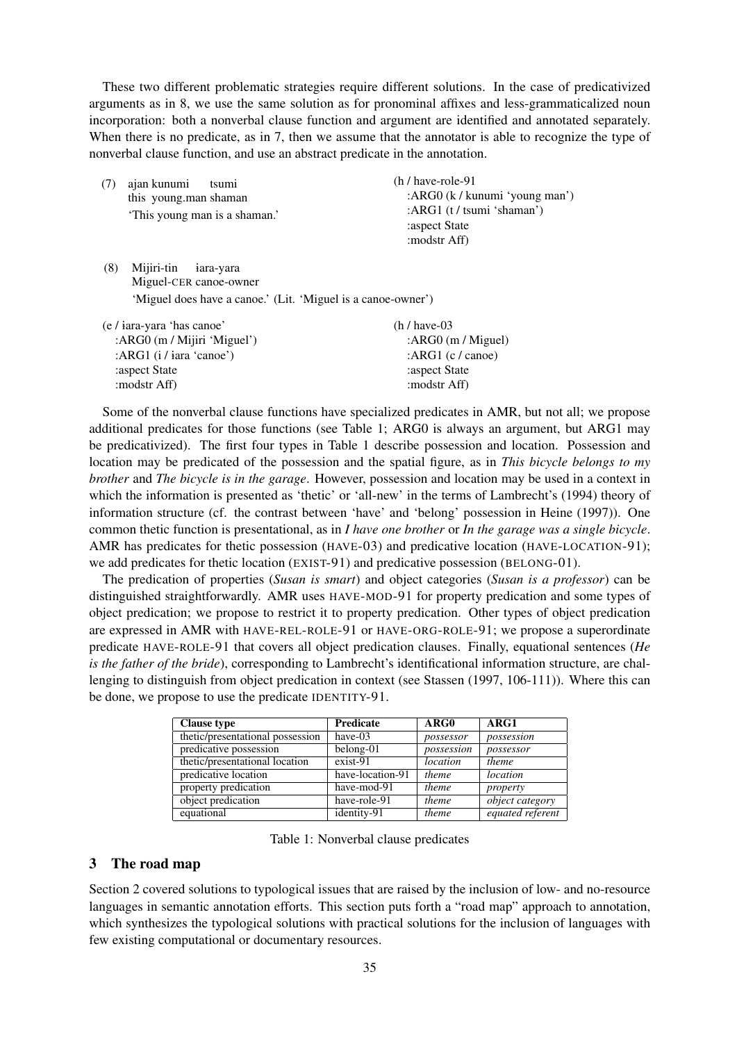These two different problematic strategies require different solutions. In the case of predicativized arguments as in 8, we use the same solution as for pronominal affixes and less-grammaticalized noun incorporation: both a nonverbal clause function and argument are identified and annotated separately. When there is no predicate, as in 7, then we assume that the annotator is able to recognize the type of nonverbal clause function, and use an abstract predicate in the annotation.

(7) ajan kunumi tsumi
this young.man shaman
'This young man is a shaman.'

```
(h / have-role-91
   :ARG0 (k / kunumi 'young man')
   :ARG1 (t / tsumi 'shaman')
   :aspect State
   :modstr Aff)
```

(8) Mijiri-tin ɨara-yara
Miguel-CER canoe-owner
'Miguel does have a canoe.' (Lit. 'Miguel is a canoe-owner')

```
(e / ɨara-yara 'has canoe'
   :ARG0 (m / Mijiri 'Miguel')
   :ARG1 (i / ɨara 'canoe')
   :aspect State
   :modstr Aff)
```

```
(h / have-03
   :ARG0 (m / Miguel)
   :ARG1 (c / canoe)
   :aspect State
   :modstr Aff)
```

Some of the nonverbal clause functions have specialized predicates in AMR, but not all; we propose additional predicates for those functions (see Table 1; ARG0 is always an argument, but ARG1 may be predicativized). The first four types in Table 1 describe possession and location. Possession and location may be predicated of the possession and the spatial figure, as in *This bicycle belongs to my brother* and *The bicycle is in the garage*. However, possession and location may be used in a context in which the information is presented as 'thetic' or 'all-new' in the terms of Lambrecht's (1994) theory of information structure (cf. the contrast between 'have' and 'belong' possession in Heine (1997)). One common thetic function is presentational, as in *I have one brother* or *In the garage was a single bicycle*. AMR has predicates for thetic possession (HAVE-03) and predicative location (HAVE-LOCATION-91); we add predicates for thetic location (EXIST-91) and predicative possession (BELONG-01).

The predication of properties (*Susan is smart*) and object categories (*Susan is a professor*) can be distinguished straightforwardly. AMR uses HAVE-MOD-91 for property predication and some types of object predication; we propose to restrict it to property predication. Other types of object predication are expressed in AMR with HAVE-REL-ROLE-91 or HAVE-ORG-ROLE-91; we propose a superordinate predicate HAVE-ROLE-91 that covers all object predication clauses. Finally, equational sentences (*He is the father of the bride*), corresponding to Lambrecht's identificational information structure, are challenging to distinguish from object predication in context (see Stassen (1997, 106-111)). Where this can be done, we propose to use the predicate IDENTITY-91.

| Clause type | Predicate | ARG0 | ARG1 |
|---|---|---|---|
| thetic/presentational possession | have-03 | *possessor* | *possession* |
| predicative possession | belong-01 | *possession* | *possessor* |
| thetic/presentational location | exist-91 | *location* | *theme* |
| predicative location | have-location-91 | *theme* | *location* |
| property predication | have-mod-91 | *theme* | *property* |
| object predication | have-role-91 | *theme* | *object category* |
| equational | identity-91 | *theme* | *equated referent* |

Table 1: Nonverbal clause predicates

## 3 The road map

Section 2 covered solutions to typological issues that are raised by the inclusion of low- and no-resource languages in semantic annotation efforts. This section puts forth a "road map" approach to annotation, which synthesizes the typological solutions with practical solutions for the inclusion of languages with few existing computational or documentary resources.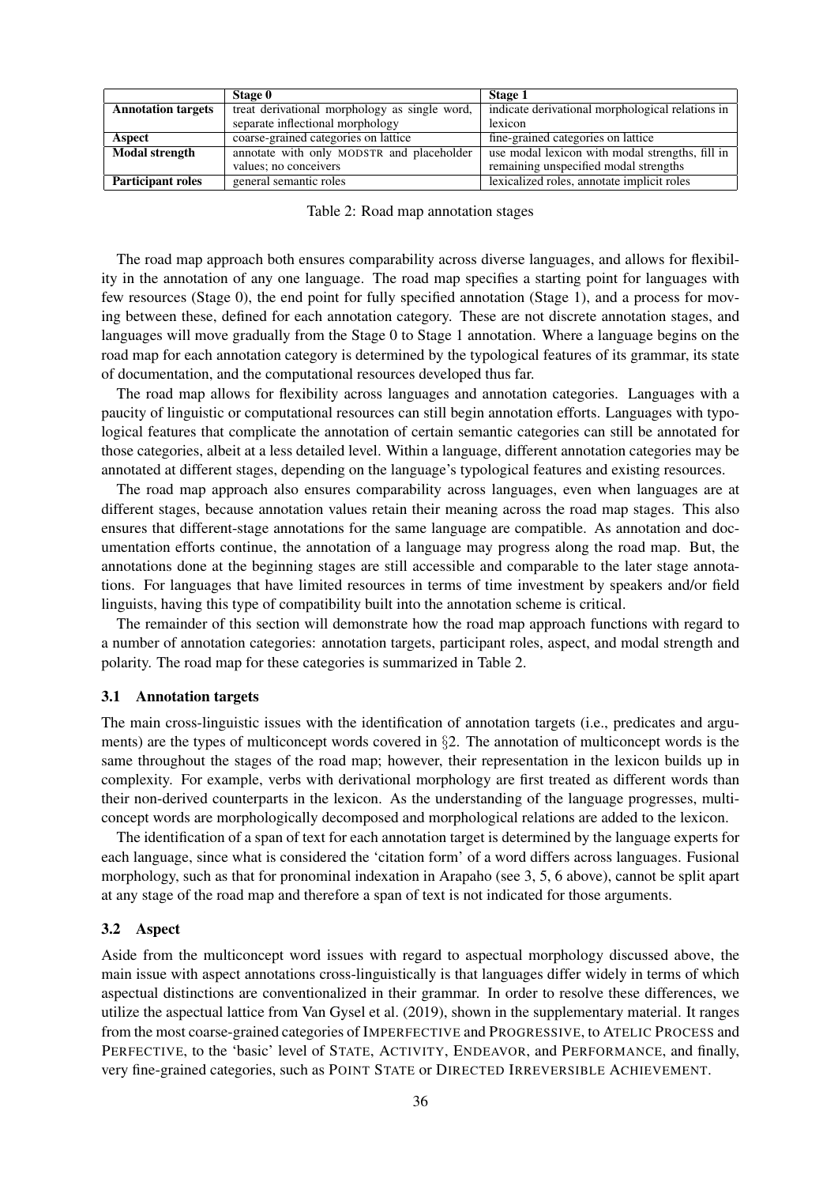| | Stage 0 | Stage 1 |
|---|---|---|
| **Annotation targets** | treat derivational morphology as single word, separate inflectional morphology | indicate derivational morphological relations in lexicon |
| **Aspect** | coarse-grained categories on lattice | fine-grained categories on lattice |
| **Modal strength** | annotate with only MODSTR and placeholder values; no conceivers | use modal lexicon with modal strengths, fill in remaining unspecified modal strengths |
| **Participant roles** | general semantic roles | lexicalized roles, annotate implicit roles |

Table 2: Road map annotation stages

The road map approach both ensures comparability across diverse languages, and allows for flexibility in the annotation of any one language. The road map specifies a starting point for languages with few resources (Stage 0), the end point for fully specified annotation (Stage 1), and a process for moving between these, defined for each annotation category. These are not discrete annotation stages, and languages will move gradually from the Stage 0 to Stage 1 annotation. Where a language begins on the road map for each annotation category is determined by the typological features of its grammar, its state of documentation, and the computational resources developed thus far.

The road map allows for flexibility across languages and annotation categories. Languages with a paucity of linguistic or computational resources can still begin annotation efforts. Languages with typological features that complicate the annotation of certain semantic categories can still be annotated for those categories, albeit at a less detailed level. Within a language, different annotation categories may be annotated at different stages, depending on the language's typological features and existing resources.

The road map approach also ensures comparability across languages, even when languages are at different stages, because annotation values retain their meaning across the road map stages. This also ensures that different-stage annotations for the same language are compatible. As annotation and documentation efforts continue, the annotation of a language may progress along the road map. But, the annotations done at the beginning stages are still accessible and comparable to the later stage annotations. For languages that have limited resources in terms of time investment by speakers and/or field linguists, having this type of compatibility built into the annotation scheme is critical.

The remainder of this section will demonstrate how the road map approach functions with regard to a number of annotation categories: annotation targets, participant roles, aspect, and modal strength and polarity. The road map for these categories is summarized in Table 2.

### 3.1 Annotation targets

The main cross-linguistic issues with the identification of annotation targets (i.e., predicates and arguments) are the types of multiconcept words covered in §2. The annotation of multiconcept words is the same throughout the stages of the road map; however, their representation in the lexicon builds up in complexity. For example, verbs with derivational morphology are first treated as different words than their non-derived counterparts in the lexicon. As the understanding of the language progresses, multiconcept words are morphologically decomposed and morphological relations are added to the lexicon.

The identification of a span of text for each annotation target is determined by the language experts for each language, since what is considered the 'citation form' of a word differs across languages. Fusional morphology, such as that for pronominal indexation in Arapaho (see 3, 5, 6 above), cannot be split apart at any stage of the road map and therefore a span of text is not indicated for those arguments.

### 3.2 Aspect

Aside from the multiconcept word issues with regard to aspectual morphology discussed above, the main issue with aspect annotations cross-linguistically is that languages differ widely in terms of which aspectual distinctions are conventionalized in their grammar. In order to resolve these differences, we utilize the aspectual lattice from Van Gysel et al. (2019), shown in the supplementary material. It ranges from the most coarse-grained categories of IMPERFECTIVE and PROGRESSIVE, to ATELIC PROCESS and PERFECTIVE, to the 'basic' level of STATE, ACTIVITY, ENDEAVOR, and PERFORMANCE, and finally, very fine-grained categories, such as POINT STATE or DIRECTED IRREVERSIBLE ACHIEVEMENT.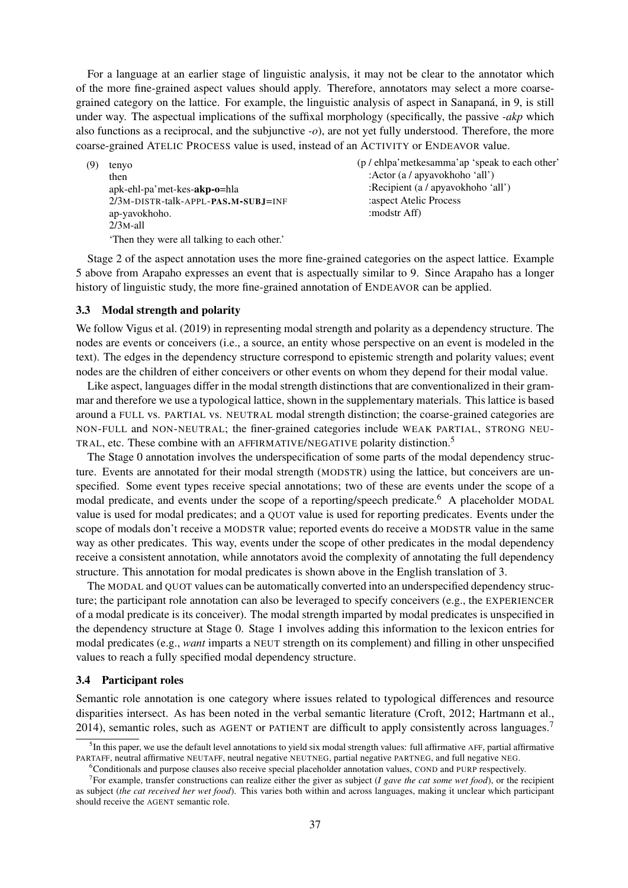For a language at an earlier stage of linguistic analysis, it may not be clear to the annotator which of the more fine-grained aspect values should apply. Therefore, annotators may select a more coarse-grained category on the lattice. For example, the linguistic analysis of aspect in Sanapaná, in 9, is still under way. The aspectual implications of the suffixal morphology (specifically, the passive *-akp* which also functions as a reciprocal, and the subjunctive *-o*), are not yet fully understood. Therefore, the more coarse-grained ATELIC PROCESS value is used, instead of an ACTIVITY or ENDEAVOR value.

(9) tenyo
then
apk-ehl-pa'met-kes-**akp-o**=hla
2/3M-DISTR-talk-APPL-**PAS.M-SUBJ**=INF
ap-yavokhoho.
2/3M-all
'Then they were all talking to each other.'

```
(p / ehlpa'metkesamma'ap 'speak to each other'
   :Actor (a / apyavokhoho 'all')
   :Recipient (a / apyavokhoho 'all')
   :aspect Atelic Process
   :modstr Aff)
```

Stage 2 of the aspect annotation uses the more fine-grained categories on the aspect lattice. Example 5 above from Arapaho expresses an event that is aspectually similar to 9. Since Arapaho has a longer history of linguistic study, the more fine-grained annotation of ENDEAVOR can be applied.

### 3.3 Modal strength and polarity

We follow Vigus et al. (2019) in representing modal strength and polarity as a dependency structure. The nodes are events or conceivers (i.e., a source, an entity whose perspective on an event is modeled in the text). The edges in the dependency structure correspond to epistemic strength and polarity values; event nodes are the children of either conceivers or other events on whom they depend for their modal value.

Like aspect, languages differ in the modal strength distinctions that are conventionalized in their grammar and therefore we use a typological lattice, shown in the supplementary materials. This lattice is based around a FULL vs. PARTIAL vs. NEUTRAL modal strength distinction; the coarse-grained categories are NON-FULL and NON-NEUTRAL; the finer-grained categories include WEAK PARTIAL, STRONG NEUTRAL, etc. These combine with an AFFIRMATIVE/NEGATIVE polarity distinction.[5]

The Stage 0 annotation involves the underspecification of some parts of the modal dependency structure. Events are annotated for their modal strength (MODSTR) using the lattice, but conceivers are unspecified. Some event types receive special annotations; two of these are events under the scope of a modal predicate, and events under the scope of a reporting/speech predicate.[6] A placeholder MODAL value is used for modal predicates; and a QUOT value is used for reporting predicates. Events under the scope of modals don't receive a MODSTR value; reported events do receive a MODSTR value in the same way as other predicates. This way, events under the scope of other predicates in the modal dependency receive a consistent annotation, while annotators avoid the complexity of annotating the full dependency structure. This annotation for modal predicates is shown above in the English translation of 3.

The MODAL and QUOT values can be automatically converted into an underspecified dependency structure; the participant role annotation can also be leveraged to specify conceivers (e.g., the EXPERIENCER of a modal predicate is its conceiver). The modal strength imparted by modal predicates is unspecified in the dependency structure at Stage 0. Stage 1 involves adding this information to the lexicon entries for modal predicates (e.g., *want* imparts a NEUT strength on its complement) and filling in other unspecified values to reach a fully specified modal dependency structure.

### 3.4 Participant roles

Semantic role annotation is one category where issues related to typological differences and resource disparities intersect. As has been noted in the verbal semantic literature (Croft, 2012; Hartmann et al., 2014), semantic roles, such as AGENT or PATIENT are difficult to apply consistently across languages.[7]

---

[5] In this paper, we use the default level annotations to yield six modal strength values: full affirmative AFF, partial affirmative PARTAFF, neutral affirmative NEUTAFF, neutral negative NEUTNEG, partial negative PARTNEG, and full negative NEG.

[6] Conditionals and purpose clauses also receive special placeholder annotation values, COND and PURP respectively.

[7] For example, transfer constructions can realize either the giver as subject (*I gave the cat some wet food*), or the recipient as subject (*the cat received her wet food*). This varies both within and across languages, making it unclear which participant should receive the AGENT semantic role.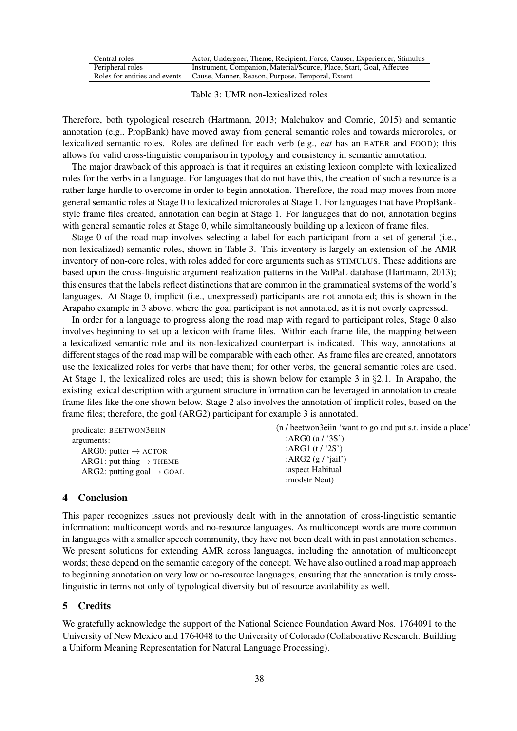| Central roles | Actor, Undergoer, Theme, Recipient, Force, Causer, Experiencer, Stimulus |
|---|---|
| Peripheral roles | Instrument, Companion, Material/Source, Place, Start, Goal, Affectee |
| Roles for entities and events | Cause, Manner, Reason, Purpose, Temporal, Extent |

Table 3: UMR non-lexicalized roles

Therefore, both typological research (Hartmann, 2013; Malchukov and Comrie, 2015) and semantic annotation (e.g., PropBank) have moved away from general semantic roles and towards microroles, or lexicalized semantic roles. Roles are defined for each verb (e.g., *eat* has an EATER and FOOD); this allows for valid cross-linguistic comparison in typology and consistency in semantic annotation.

The major drawback of this approach is that it requires an existing lexicon complete with lexicalized roles for the verbs in a language. For languages that do not have this, the creation of such a resource is a rather large hurdle to overcome in order to begin annotation. Therefore, the road map moves from more general semantic roles at Stage 0 to lexicalized microroles at Stage 1. For languages that have PropBank-style frame files created, annotation can begin at Stage 1. For languages that do not, annotation begins with general semantic roles at Stage 0, while simultaneously building up a lexicon of frame files.

Stage 0 of the road map involves selecting a label for each participant from a set of general (i.e., non-lexicalized) semantic roles, shown in Table 3. This inventory is largely an extension of the AMR inventory of non-core roles, with roles added for core arguments such as STIMULUS. These additions are based upon the cross-linguistic argument realization patterns in the ValPaL database (Hartmann, 2013); this ensures that the labels reflect distinctions that are common in the grammatical systems of the world's languages. At Stage 0, implicit (i.e., unexpressed) participants are not annotated; this is shown in the Arapaho example in 3 above, where the goal participant is not annotated, as it is not overly expressed.

In order for a language to progress along the road map with regard to participant roles, Stage 0 also involves beginning to set up a lexicon with frame files. Within each frame file, the mapping between a lexicalized semantic role and its non-lexicalized counterpart is indicated. This way, annotations at different stages of the road map will be comparable with each other. As frame files are created, annotators use the lexicalized roles for verbs that have them; for other verbs, the general semantic roles are used. At Stage 1, the lexicalized roles are used; this is shown below for example 3 in §2.1. In Arapaho, the existing lexical description with argument structure information can be leveraged in annotation to create frame files like the one shown below. Stage 2 also involves the annotation of implicit roles, based on the frame files; therefore, the goal (ARG2) participant for example 3 is annotated.

```
predicate: BEETWON3EIIN
arguments:
   ARG0: putter → ACTOR
   ARG1: put thing → THEME
   ARG2: putting goal → GOAL
```

```
(n / beetwon3eiin 'want to go and put s.t. inside a place'
   :ARG0 (a / '3S')
   :ARG1 (t / '2S')
   :ARG2 (g / 'jail')
   :aspect Habitual
   :modstr Neut)
```

## 4 Conclusion

This paper recognizes issues not previously dealt with in the annotation of cross-linguistic semantic information: multiconcept words and no-resource languages. As multiconcept words are more common in languages with a smaller speech community, they have not been dealt with in past annotation schemes. We present solutions for extending AMR across languages, including the annotation of multiconcept words; these depend on the semantic category of the concept. We have also outlined a road map approach to beginning annotation on very low or no-resource languages, ensuring that the annotation is truly cross-linguistic in terms not only of typological diversity but of resource availability as well.

## 5 Credits

We gratefully acknowledge the support of the National Science Foundation Award Nos. 1764091 to the University of New Mexico and 1764048 to the University of Colorado (Collaborative Research: Building a Uniform Meaning Representation for Natural Language Processing).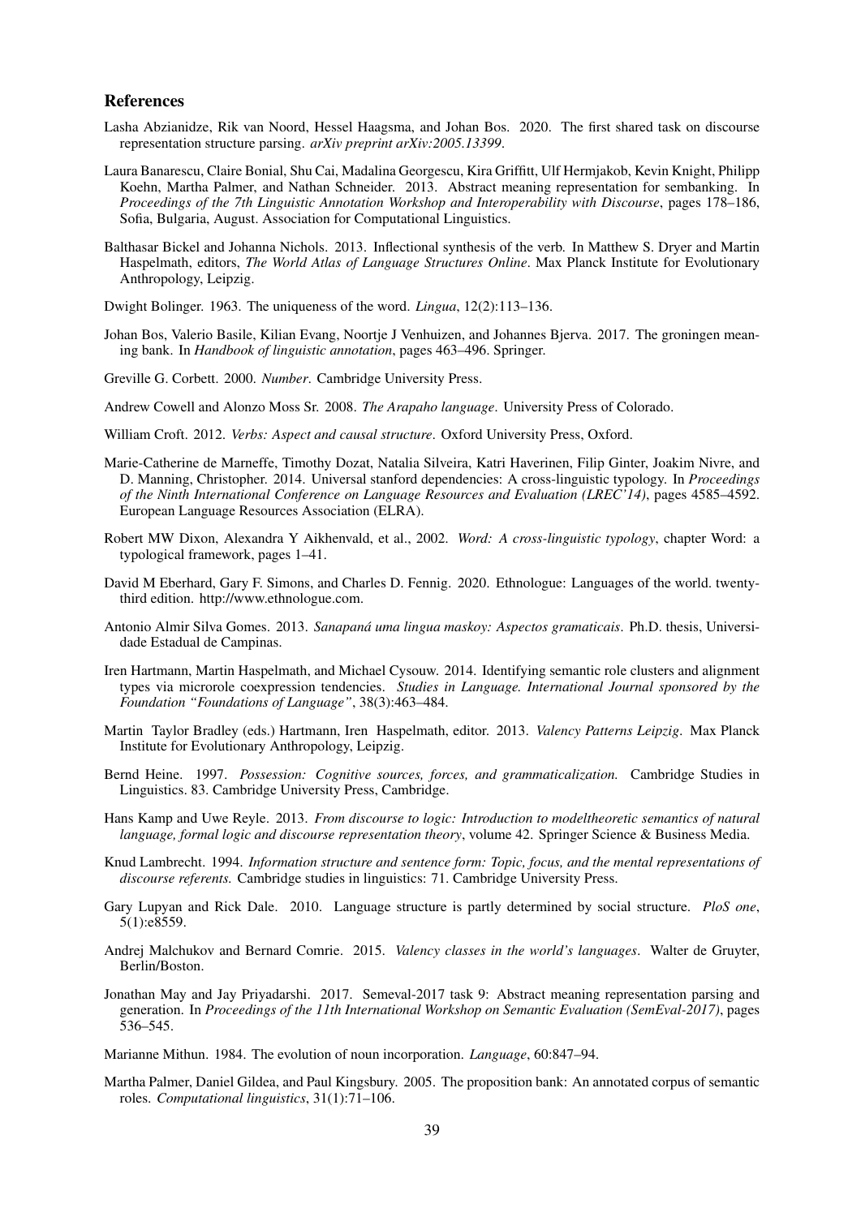## References

Lasha Abzianidze, Rik van Noord, Hessel Haagsma, and Johan Bos. 2020. The first shared task on discourse representation structure parsing. *arXiv preprint arXiv:2005.13399*.

Laura Banarescu, Claire Bonial, Shu Cai, Madalina Georgescu, Kira Griffitt, Ulf Hermjakob, Kevin Knight, Philipp Koehn, Martha Palmer, and Nathan Schneider. 2013. Abstract meaning representation for sembanking. In *Proceedings of the 7th Linguistic Annotation Workshop and Interoperability with Discourse*, pages 178–186, Sofia, Bulgaria, August. Association for Computational Linguistics.

Balthasar Bickel and Johanna Nichols. 2013. Inflectional synthesis of the verb. In Matthew S. Dryer and Martin Haspelmath, editors, *The World Atlas of Language Structures Online*. Max Planck Institute for Evolutionary Anthropology, Leipzig.

Dwight Bolinger. 1963. The uniqueness of the word. *Lingua*, 12(2):113–136.

Johan Bos, Valerio Basile, Kilian Evang, Noortje J Venhuizen, and Johannes Bjerva. 2017. The groningen meaning bank. In *Handbook of linguistic annotation*, pages 463–496. Springer.

Greville G. Corbett. 2000. *Number*. Cambridge University Press.

Andrew Cowell and Alonzo Moss Sr. 2008. *The Arapaho language*. University Press of Colorado.

William Croft. 2012. *Verbs: Aspect and causal structure*. Oxford University Press, Oxford.

Marie-Catherine de Marneffe, Timothy Dozat, Natalia Silveira, Katri Haverinen, Filip Ginter, Joakim Nivre, and D. Manning, Christopher. 2014. Universal stanford dependencies: A cross-linguistic typology. In *Proceedings of the Ninth International Conference on Language Resources and Evaluation (LREC'14)*, pages 4585–4592. European Language Resources Association (ELRA).

Robert MW Dixon, Alexandra Y Aikhenvald, et al., 2002. *Word: A cross-linguistic typology*, chapter Word: a typological framework, pages 1–41.

David M Eberhard, Gary F. Simons, and Charles D. Fennig. 2020. Ethnologue: Languages of the world. twenty-third edition. http://www.ethnologue.com.

Antonio Almir Silva Gomes. 2013. *Sanapaná uma lingua maskoy: Aspectos gramaticais*. Ph.D. thesis, Universidade Estadual de Campinas.

Iren Hartmann, Martin Haspelmath, and Michael Cysouw. 2014. Identifying semantic role clusters and alignment types via microrole coexpression tendencies. *Studies in Language. International Journal sponsored by the Foundation "Foundations of Language"*, 38(3):463–484.

Martin Taylor Bradley (eds.) Hartmann, Iren Haspelmath, editor. 2013. *Valency Patterns Leipzig*. Max Planck Institute for Evolutionary Anthropology, Leipzig.

Bernd Heine. 1997. *Possession: Cognitive sources, forces, and grammaticalization.* Cambridge Studies in Linguistics. 83. Cambridge University Press, Cambridge.

Hans Kamp and Uwe Reyle. 2013. *From discourse to logic: Introduction to modeltheoretic semantics of natural language, formal logic and discourse representation theory*, volume 42. Springer Science & Business Media.

Knud Lambrecht. 1994. *Information structure and sentence form: Topic, focus, and the mental representations of discourse referents.* Cambridge studies in linguistics: 71. Cambridge University Press.

Gary Lupyan and Rick Dale. 2010. Language structure is partly determined by social structure. *PloS one*, 5(1):e8559.

Andrej Malchukov and Bernard Comrie. 2015. *Valency classes in the world's languages*. Walter de Gruyter, Berlin/Boston.

Jonathan May and Jay Priyadarshi. 2017. Semeval-2017 task 9: Abstract meaning representation parsing and generation. In *Proceedings of the 11th International Workshop on Semantic Evaluation (SemEval-2017)*, pages 536–545.

Marianne Mithun. 1984. The evolution of noun incorporation. *Language*, 60:847–94.

Martha Palmer, Daniel Gildea, and Paul Kingsbury. 2005. The proposition bank: An annotated corpus of semantic roles. *Computational linguistics*, 31(1):71–106.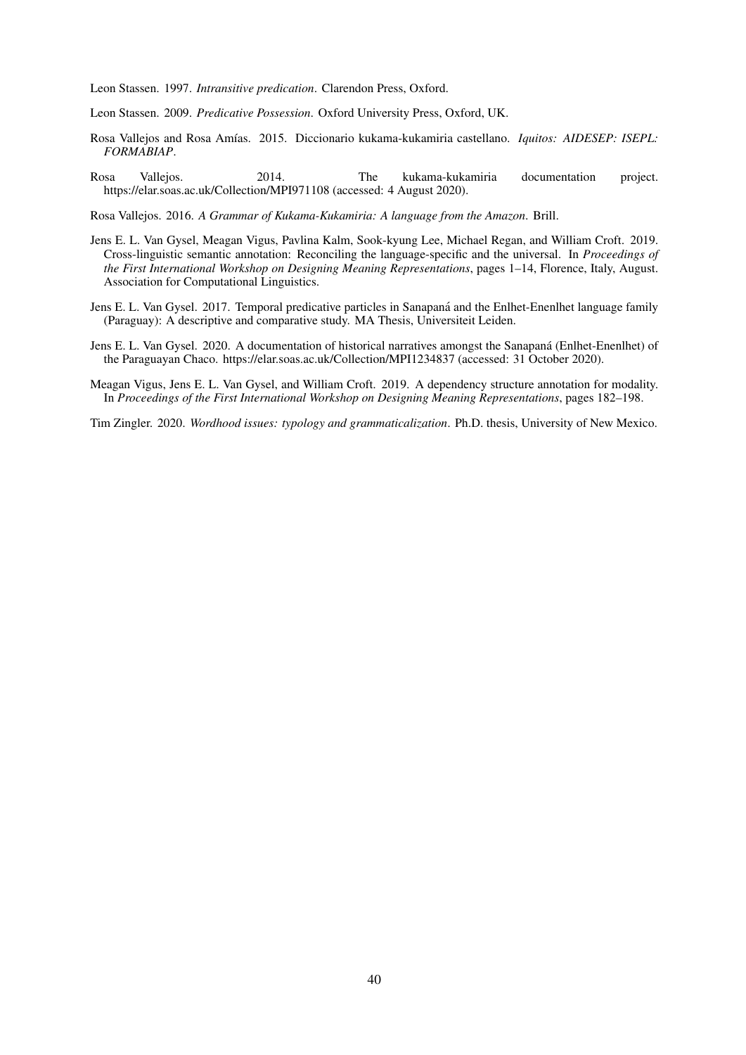Leon Stassen. 1997. *Intransitive predication*. Clarendon Press, Oxford.

Leon Stassen. 2009. *Predicative Possession*. Oxford University Press, Oxford, UK.

Rosa Vallejos and Rosa Amías. 2015. Diccionario kukama-kukamiria castellano. *Iquitos: AIDESEP: ISEPL: FORMABIAP*.

Rosa Vallejos. 2014. The kukama-kukamiria documentation project. https://elar.soas.ac.uk/Collection/MPI971108 (accessed: 4 August 2020).

Rosa Vallejos. 2016. *A Grammar of Kukama-Kukamiria: A language from the Amazon*. Brill.

Jens E. L. Van Gysel, Meagan Vigus, Pavlina Kalm, Sook-kyung Lee, Michael Regan, and William Croft. 2019. Cross-linguistic semantic annotation: Reconciling the language-specific and the universal. In *Proceedings of the First International Workshop on Designing Meaning Representations*, pages 1–14, Florence, Italy, August. Association for Computational Linguistics.

Jens E. L. Van Gysel. 2017. Temporal predicative particles in Sanapaná and the Enlhet-Enenlhet language family (Paraguay): A descriptive and comparative study. MA Thesis, Universiteit Leiden.

Jens E. L. Van Gysel. 2020. A documentation of historical narratives amongst the Sanapaná (Enlhet-Enenlhet) of the Paraguayan Chaco. https://elar.soas.ac.uk/Collection/MPI1234837 (accessed: 31 October 2020).

Meagan Vigus, Jens E. L. Van Gysel, and William Croft. 2019. A dependency structure annotation for modality. In *Proceedings of the First International Workshop on Designing Meaning Representations*, pages 182–198.

Tim Zingler. 2020. *Wordhood issues: typology and grammaticalization*. Ph.D. thesis, University of New Mexico.